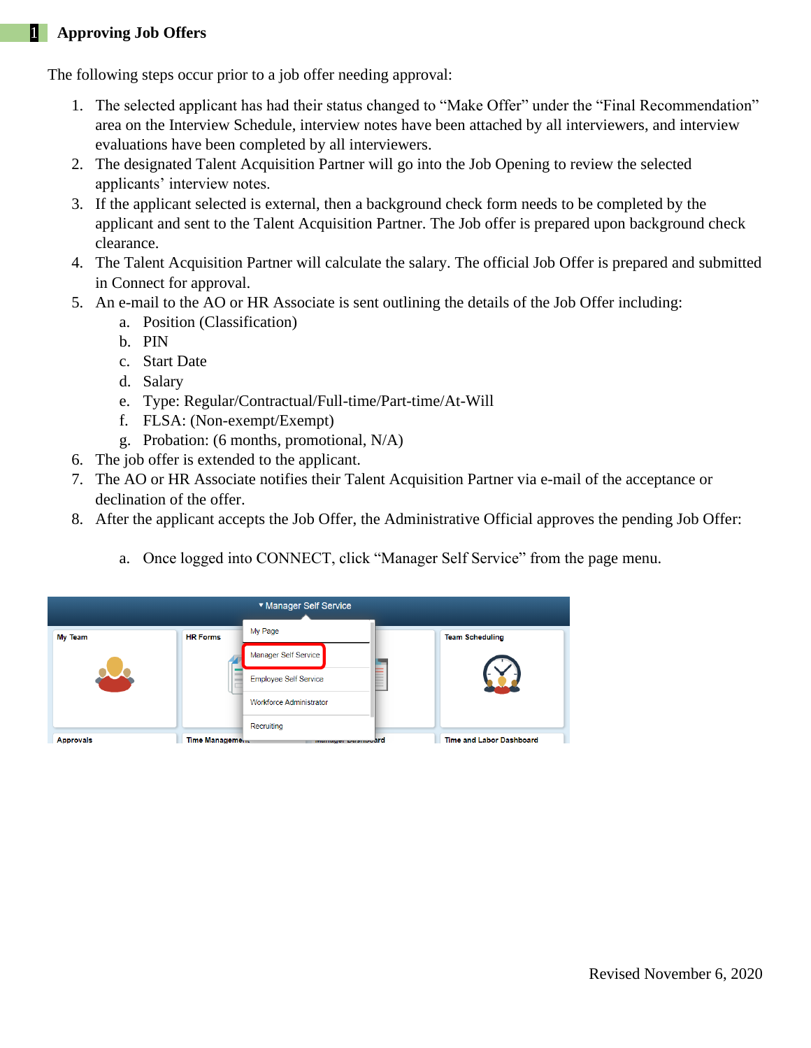# 1 Approving Job Offers

The following steps occur prior to a job offer needing approval:

1. The selected applicant has had their status changed to "Make Offer" under the "Final Recommendation" area on the Interview Schedule, interview notes have been attached by all interviewers, and interview evaluations have been completed by all interviewers.
2. The designated Talent Acquisition Partner will go into the Job Opening to review the selected applicants' interview notes.
3. If the applicant selected is external, then a background check form needs to be completed by the applicant and sent to the Talent Acquisition Partner. The Job offer is prepared upon background check clearance.
4. The Talent Acquisition Partner will calculate the salary. The official Job Offer is prepared and submitted in Connect for approval.
5. An e-mail to the AO or HR Associate is sent outlining the details of the Job Offer including:
   a. Position (Classification)
   b. PIN
   c. Start Date
   d. Salary
   e. Type: Regular/Contractual/Full-time/Part-time/At-Will
   f. FLSA: (Non-exempt/Exempt)
   g. Probation: (6 months, promotional, N/A)
6. The job offer is extended to the applicant.
7. The AO or HR Associate notifies their Talent Acquisition Partner via e-mail of the acceptance or declination of the offer.
8. After the applicant accepts the Job Offer, the Administrative Official approves the pending Job Offer:

   a. Once logged into CONNECT, click "Manager Self Service" from the page menu.

Revised November 6, 2020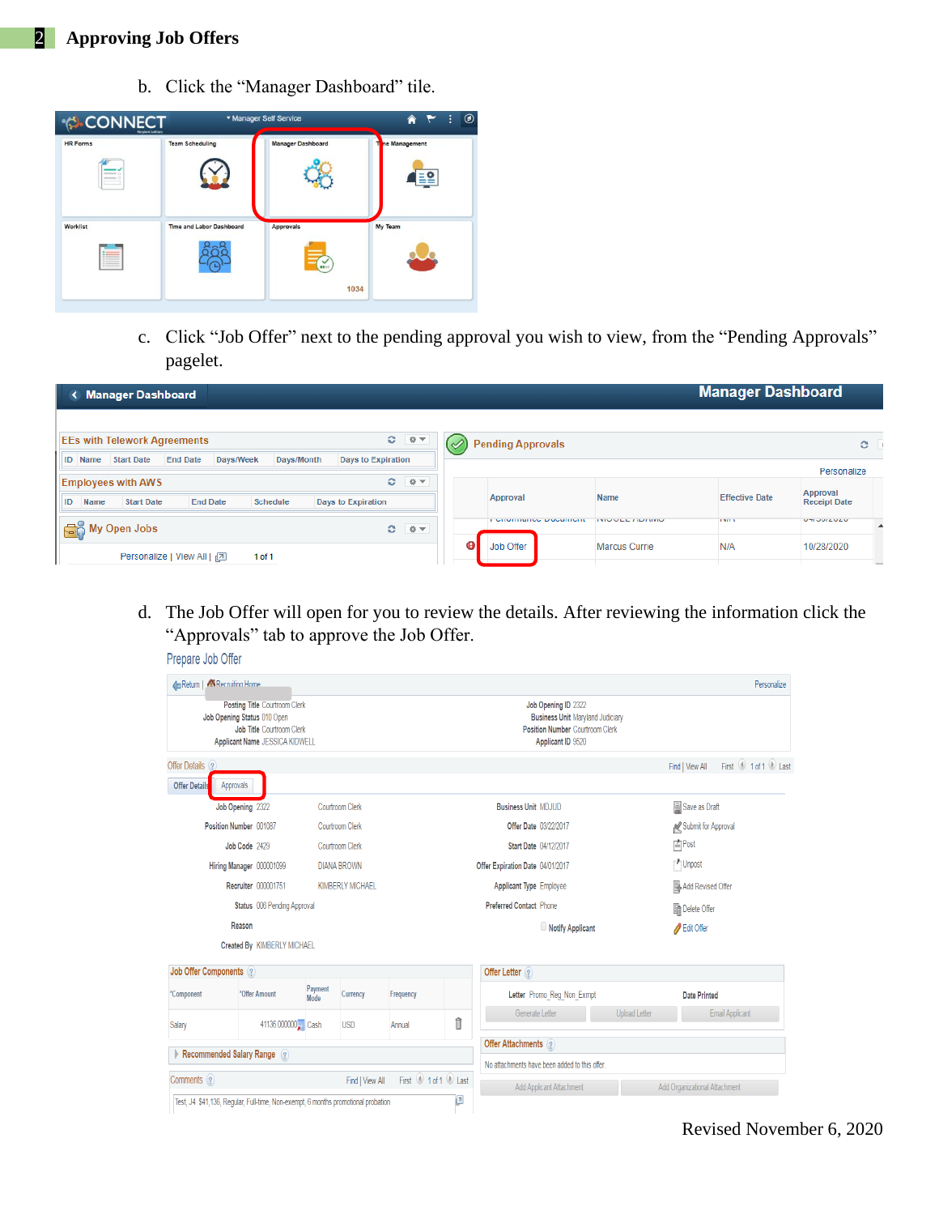## 2 Approving Job Offers

b. Click the “Manager Dashboard” tile.

c. Click “Job Offer” next to the pending approval you wish to view, from the “Pending Approvals” pagelet.

d. The Job Offer will open for you to review the details. After reviewing the information click the “Approvals” tab to approve the Job Offer.

Revised November 6, 2020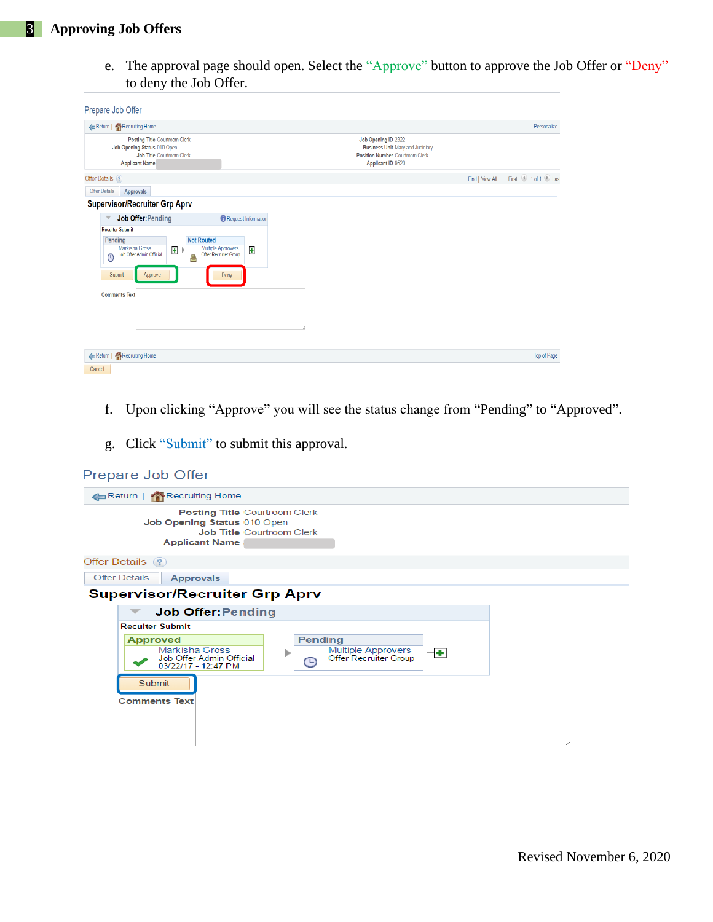## 3 Approving Job Offers

e. The approval page should open. Select the "Approve" button to approve the Job Offer or "Deny" to deny the Job Offer.

Prepare Job Offer

Return | Recruiting Home Personalize

Posting Title Courtroom Clerk
Job Opening Status 010 Open
Job Title Courtroom Clerk
Applicant Name

Job Opening ID 2322
Business Unit Maryland Judiciary
Position Number Courtroom Clerk
Applicant ID 9520

Offer Details

Offer Details | Approvals

Supervisor/Recruiter Grp Aprv

Job Offer:Pending — Request Information

Recruiter Submit

Pending — Markisha Gross, Job Offer Admin Official

Not Routed — Multiple Approvers, Offer Recruiter Group

Submit | Approve | Deny

Comments Text

Return | Recruiting Home — Top of Page

Cancel

f. Upon clicking "Approve" you will see the status change from "Pending" to "Approved".

g. Click "Submit" to submit this approval.

Prepare Job Offer

Return | Recruiting Home

Posting Title Courtroom Clerk
Job Opening Status 010 Open
Job Title Courtroom Clerk
Applicant Name

Offer Details

Offer Details | Approvals

Supervisor/Recruiter Grp Aprv

Job Offer:Pending

Recruiter Submit

Approved — Markisha Gross, Job Offer Admin Official, 03/22/17 - 12:47 PM

Pending — Multiple Approvers, Offer Recruiter Group

Submit

Comments Text

Revised November 6, 2020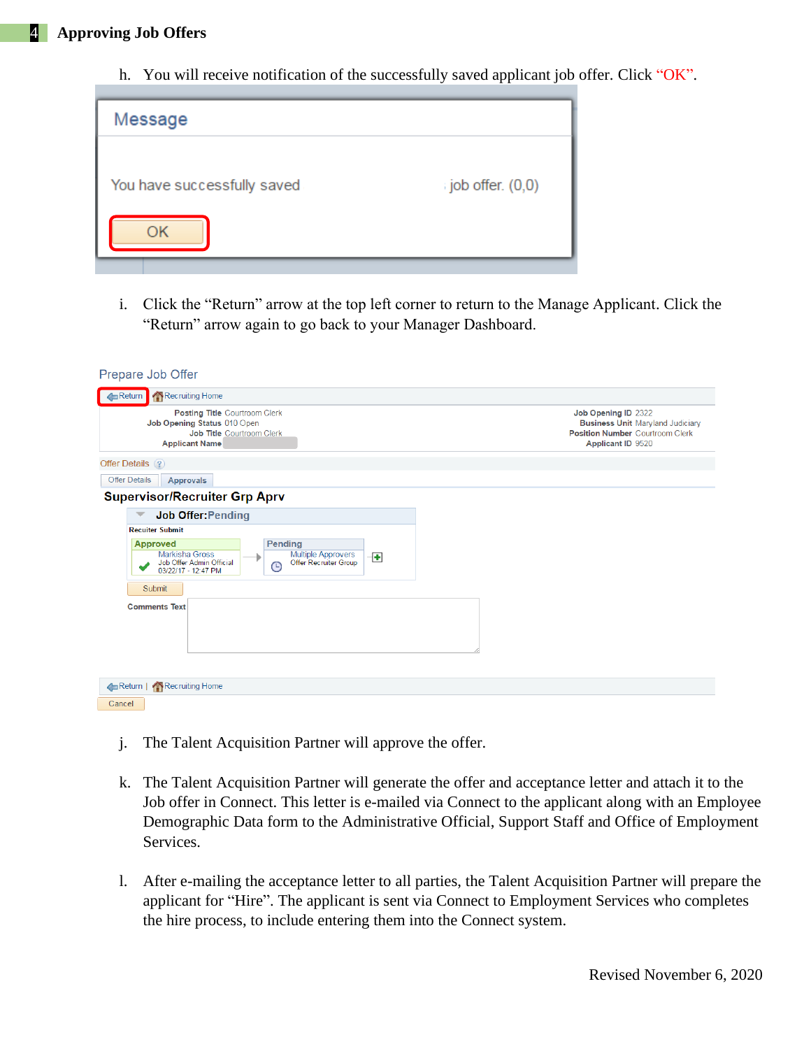# 4 Approving Job Offers

h. You will receive notification of the successfully saved applicant job offer. Click "OK".

Message

You have successfully saved job offer. (0,0)

OK

i. Click the "Return" arrow at the top left corner to return to the Manage Applicant. Click the "Return" arrow again to go back to your Manager Dashboard.

Prepare Job Offer

Return | Recruiting Home

Posting Title Courtroom Clerk
Job Opening Status 010 Open
Job Title Courtroom Clerk
Applicant Name

Job Opening ID 2322
Business Unit Maryland Judiciary
Position Number Courtroom Clerk
Applicant ID 9520

Offer Details

Offer Details | Approvals

Supervisor/Recruiter Grp Aprv

Job Offer:Pending

Recuiter Submit

Approved
Markisha Gross
Job Offer Admin Official
03/22/17 - 12:47 PM

Pending
Multiple Approvers
Offer Recruiter Group

Submit

Comments Text

Return | Recruiting Home

Cancel

j. The Talent Acquisition Partner will approve the offer.

k. The Talent Acquisition Partner will generate the offer and acceptance letter and attach it to the Job offer in Connect. This letter is e-mailed via Connect to the applicant along with an Employee Demographic Data form to the Administrative Official, Support Staff and Office of Employment Services.

l. After e-mailing the acceptance letter to all parties, the Talent Acquisition Partner will prepare the applicant for "Hire". The applicant is sent via Connect to Employment Services who completes the hire process, to include entering them into the Connect system.

Revised November 6, 2020